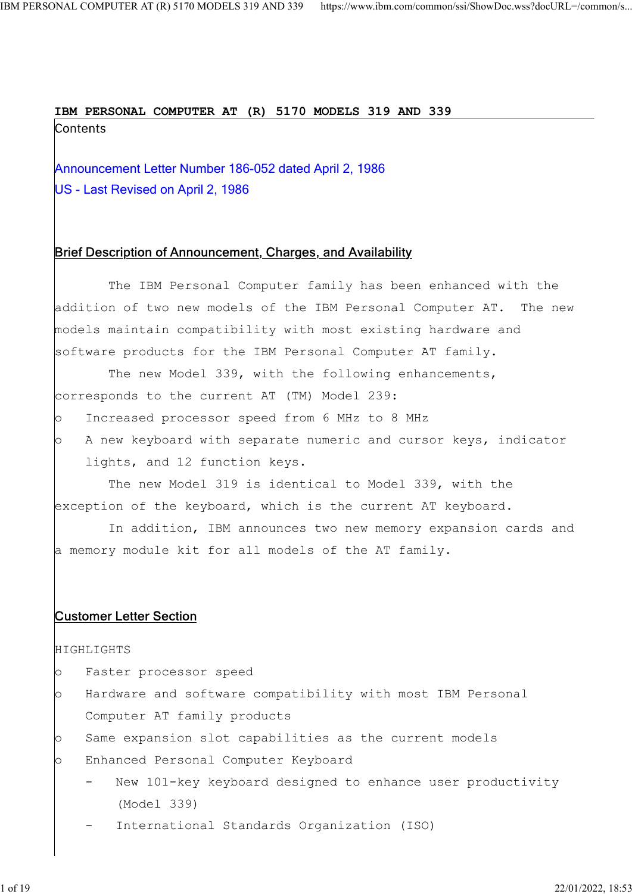# IBM PERSONAL COMPUTER AT (R) 5170 MODELS 319 AND 339

Contents

Announcement Letter Number 186-052 dated April 2, 1986

US - Last Revised on April 2, 1986

## Brief Description of Announcement, Charges, and Availability

The IBM Personal Computer family has been enhanced with the addition of two new models of the IBM Personal Computer AT. The new models maintain compatibility with most existing hardware and software products for the IBM Personal Computer AT family.

The new Model 339, with the following enhancements, corresponds to the current AT (TM) Model 239:

- Increased processor speed from 6 MHz to 8 MHz
- A new keyboard with separate numeric and cursor keys, indicator lights, and 12 function keys.

The new Model 319 is identical to Model 339, with the exception of the keyboard, which is the current AT keyboard.

In addition, IBM announces two new memory expansion cards and a memory module kit for all models of the AT family.

## Customer Letter Section

HIGHLIGHTS

- Faster processor speed
- Hardware and software compatibility with most IBM Personal Computer AT family products
- Same expansion slot capabilities as the current models
- Enhanced Personal Computer Keyboard
  - New 101-key keyboard designed to enhance user productivity (Model 339)
  - International Standards Organization (ISO)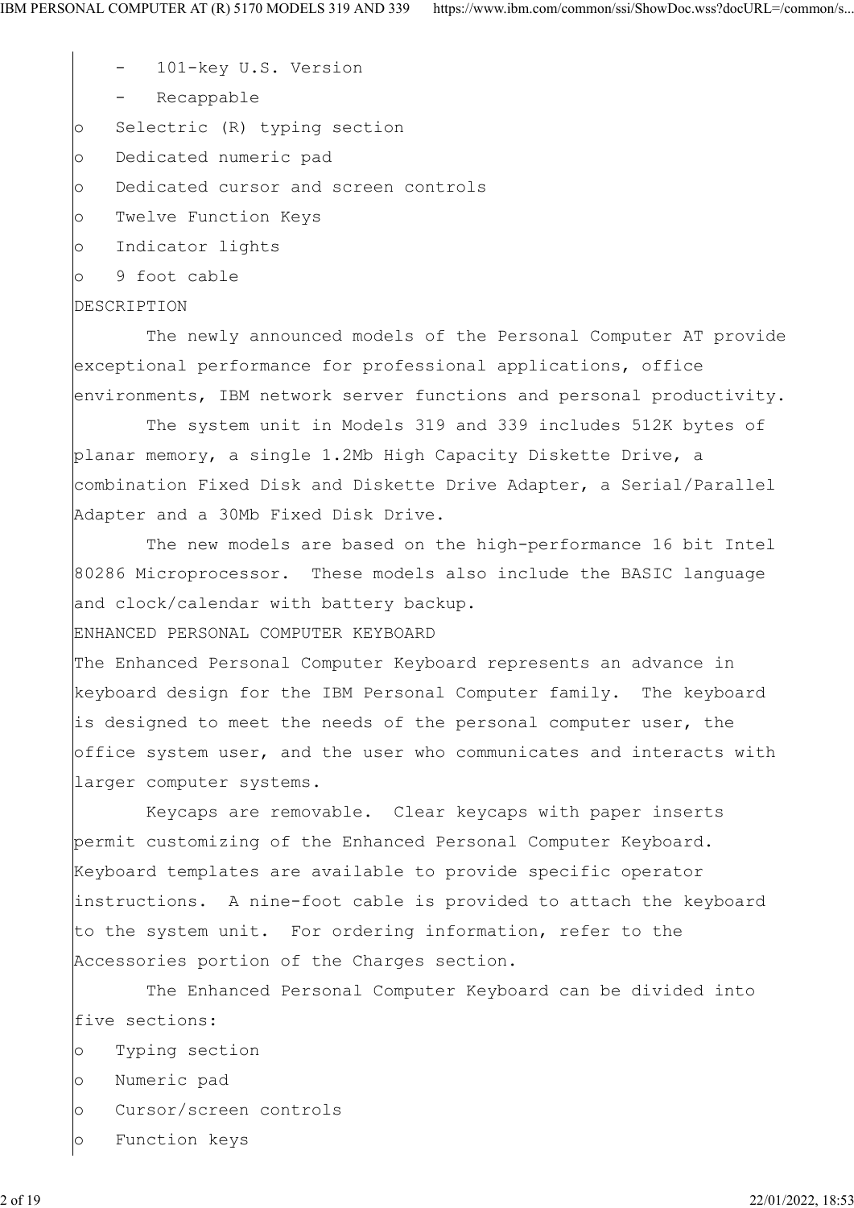- 101-key U.S. Version
- Recappable

- Selectric (R) typing section
- Dedicated numeric pad
- Dedicated cursor and screen controls
- Twelve Function Keys
- Indicator lights
- 9 foot cable

## DESCRIPTION

The newly announced models of the Personal Computer AT provide exceptional performance for professional applications, office environments, IBM network server functions and personal productivity.

The system unit in Models 319 and 339 includes 512K bytes of planar memory, a single 1.2Mb High Capacity Diskette Drive, a combination Fixed Disk and Diskette Drive Adapter, a Serial/Parallel Adapter and a 30Mb Fixed Disk Drive.

The new models are based on the high-performance 16 bit Intel 80286 Microprocessor. These models also include the BASIC language and clock/calendar with battery backup.

## ENHANCED PERSONAL COMPUTER KEYBOARD

The Enhanced Personal Computer Keyboard represents an advance in keyboard design for the IBM Personal Computer family. The keyboard is designed to meet the needs of the personal computer user, the office system user, and the user who communicates and interacts with larger computer systems.

Keycaps are removable. Clear keycaps with paper inserts permit customizing of the Enhanced Personal Computer Keyboard. Keyboard templates are available to provide specific operator instructions. A nine-foot cable is provided to attach the keyboard to the system unit. For ordering information, refer to the Accessories portion of the Charges section.

The Enhanced Personal Computer Keyboard can be divided into five sections:

- Typing section
- Numeric pad
- Cursor/screen controls
- Function keys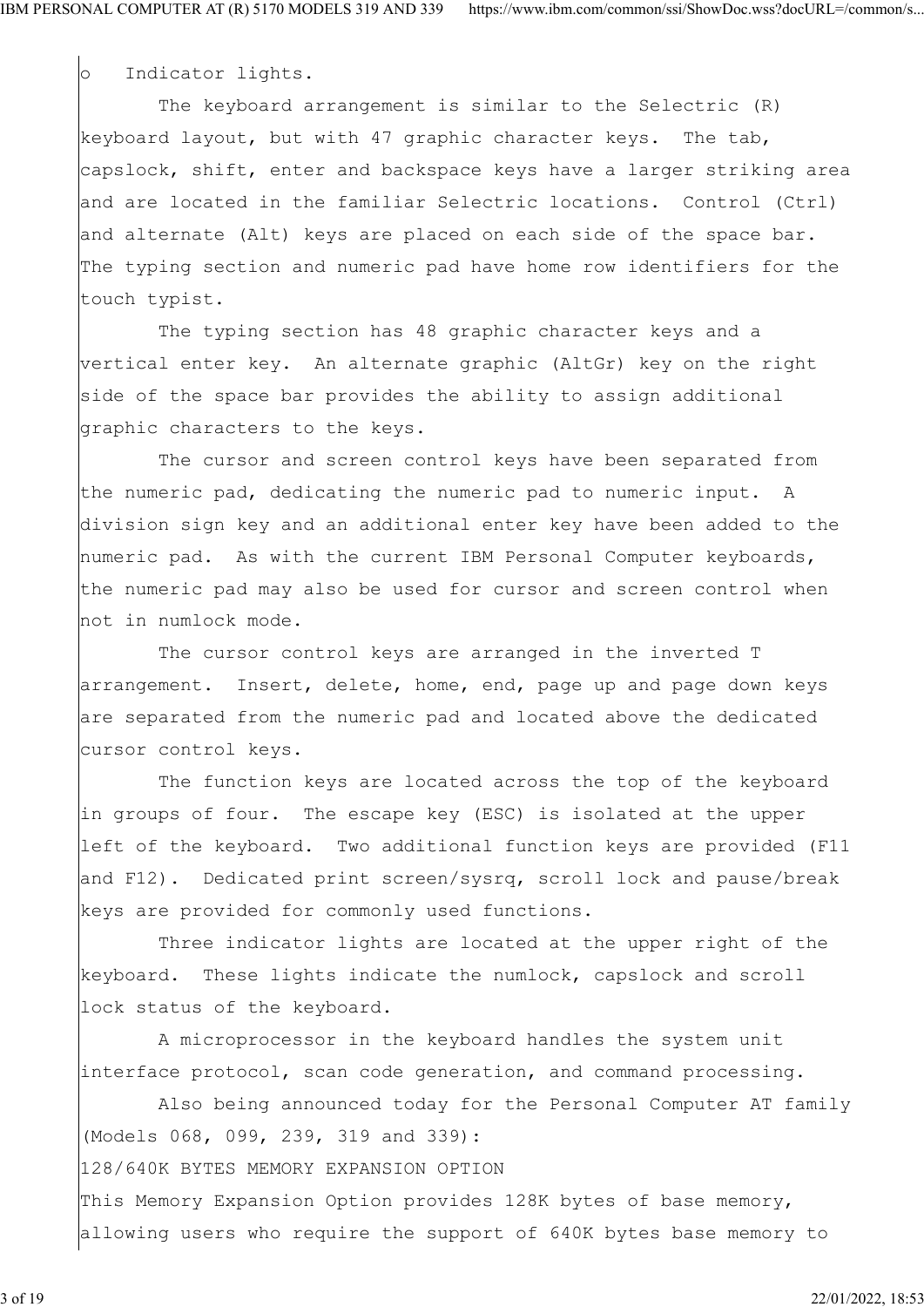o Indicator lights.

The keyboard arrangement is similar to the Selectric (R) keyboard layout, but with 47 graphic character keys. The tab, capslock, shift, enter and backspace keys have a larger striking area and are located in the familiar Selectric locations. Control (Ctrl) and alternate (Alt) keys are placed on each side of the space bar. The typing section and numeric pad have home row identifiers for the touch typist.

The typing section has 48 graphic character keys and a vertical enter key. An alternate graphic (AltGr) key on the right side of the space bar provides the ability to assign additional graphic characters to the keys.

The cursor and screen control keys have been separated from the numeric pad, dedicating the numeric pad to numeric input. A division sign key and an additional enter key have been added to the numeric pad. As with the current IBM Personal Computer keyboards, the numeric pad may also be used for cursor and screen control when not in numlock mode.

The cursor control keys are arranged in the inverted T arrangement. Insert, delete, home, end, page up and page down keys are separated from the numeric pad and located above the dedicated cursor control keys.

The function keys are located across the top of the keyboard in groups of four. The escape key (ESC) is isolated at the upper left of the keyboard. Two additional function keys are provided (F11 and F12). Dedicated print screen/sysrq, scroll lock and pause/break keys are provided for commonly used functions.

Three indicator lights are located at the upper right of the keyboard. These lights indicate the numlock, capslock and scroll lock status of the keyboard.

A microprocessor in the keyboard handles the system unit interface protocol, scan code generation, and command processing.

Also being announced today for the Personal Computer AT family (Models 068, 099, 239, 319 and 339):

128/640K BYTES MEMORY EXPANSION OPTION

This Memory Expansion Option provides 128K bytes of base memory, allowing users who require the support of 640K bytes base memory to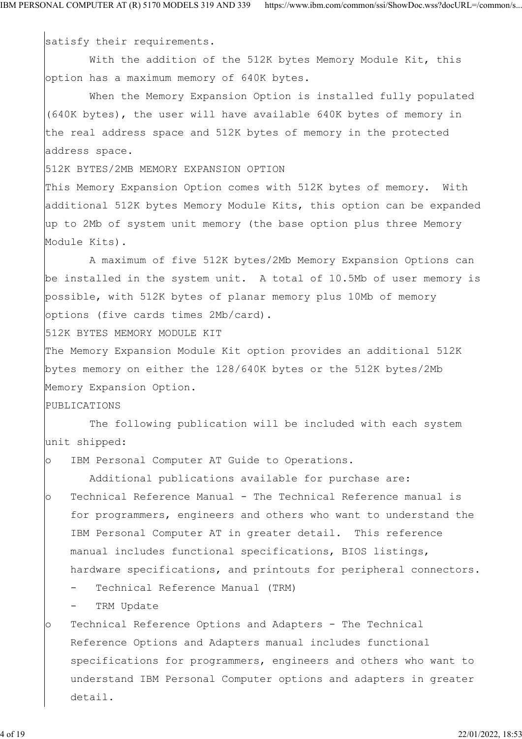satisfy their requirements.

With the addition of the 512K bytes Memory Module Kit, this option has a maximum memory of 640K bytes.

When the Memory Expansion Option is installed fully populated (640K bytes), the user will have available 640K bytes of memory in the real address space and 512K bytes of memory in the protected address space.

### 512K BYTES/2MB MEMORY EXPANSION OPTION

This Memory Expansion Option comes with 512K bytes of memory. With additional 512K bytes Memory Module Kits, this option can be expanded up to 2Mb of system unit memory (the base option plus three Memory Module Kits).

A maximum of five 512K bytes/2Mb Memory Expansion Options can be installed in the system unit. A total of 10.5Mb of user memory is possible, with 512K bytes of planar memory plus 10Mb of memory options (five cards times 2Mb/card).

### 512K BYTES MEMORY MODULE KIT

The Memory Expansion Module Kit option provides an additional 512K bytes memory on either the 128/640K bytes or the 512K bytes/2Mb Memory Expansion Option.

## PUBLICATIONS

The following publication will be included with each system unit shipped:

- IBM Personal Computer AT Guide to Operations.

Additional publications available for purchase are:

- Technical Reference Manual - The Technical Reference manual is for programmers, engineers and others who want to understand the IBM Personal Computer AT in greater detail. This reference manual includes functional specifications, BIOS listings, hardware specifications, and printouts for peripheral connectors.
  - Technical Reference Manual (TRM)
  - TRM Update
- Technical Reference Options and Adapters - The Technical Reference Options and Adapters manual includes functional specifications for programmers, engineers and others who want to understand IBM Personal Computer options and adapters in greater detail.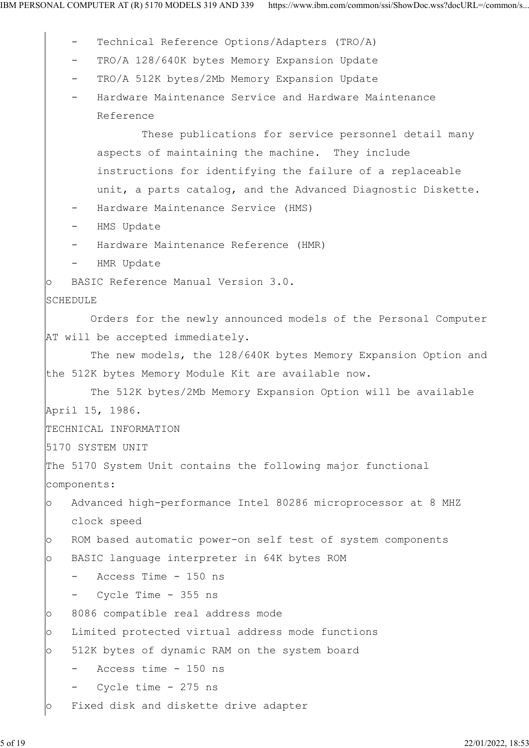- Technical Reference Options/Adapters (TRO/A)
- TRO/A 128/640K bytes Memory Expansion Update
- TRO/A 512K bytes/2Mb Memory Expansion Update
- Hardware Maintenance Service and Hardware Maintenance Reference

  These publications for service personnel detail many aspects of maintaining the machine. They include instructions for identifying the failure of a replaceable unit, a parts catalog, and the Advanced Diagnostic Diskette.

- Hardware Maintenance Service (HMS)
- HMS Update
- Hardware Maintenance Reference (HMR)
- HMR Update

o BASIC Reference Manual Version 3.0.

## SCHEDULE

Orders for the newly announced models of the Personal Computer AT will be accepted immediately.

The new models, the 128/640K bytes Memory Expansion Option and the 512K bytes Memory Module Kit are available now.

The 512K bytes/2Mb Memory Expansion Option will be available April 15, 1986.

## TECHNICAL INFORMATION

### 5170 SYSTEM UNIT

The 5170 System Unit contains the following major functional components:

- Advanced high-performance Intel 80286 microprocessor at 8 MHZ clock speed
- ROM based automatic power-on self test of system components
- BASIC language interpreter in 64K bytes ROM
  - Access Time - 150 ns
  - Cycle Time - 355 ns
- 8086 compatible real address mode
- Limited protected virtual address mode functions
- 512K bytes of dynamic RAM on the system board
  - Access time - 150 ns
  - Cycle time - 275 ns
- Fixed disk and diskette drive adapter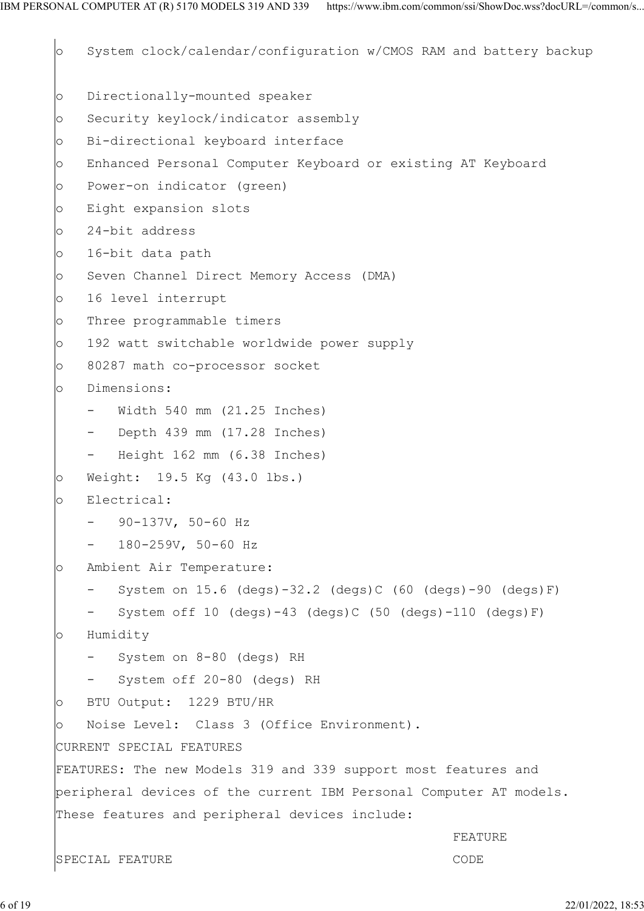- System clock/calendar/configuration w/CMOS RAM and battery backup
- Directionally-mounted speaker
- Security keylock/indicator assembly
- Bi-directional keyboard interface
- Enhanced Personal Computer Keyboard or existing AT Keyboard
- Power-on indicator (green)
- Eight expansion slots
- 24-bit address
- 16-bit data path
- Seven Channel Direct Memory Access (DMA)
- 16 level interrupt
- Three programmable timers
- 192 watt switchable worldwide power supply
- 80287 math co-processor socket
- Dimensions:
  - Width 540 mm (21.25 Inches)
  - Depth 439 mm (17.28 Inches)
  - Height 162 mm (6.38 Inches)
- Weight: 19.5 Kg (43.0 lbs.)
- Electrical:
  - 90-137V, 50-60 Hz
  - 180-259V, 50-60 Hz
- Ambient Air Temperature:
  - System on 15.6 (degs)-32.2 (degs)C (60 (degs)-90 (degs)F)
  - System off 10 (degs)-43 (degs)C (50 (degs)-110 (degs)F)
- Humidity
  - System on 8-80 (degs) RH
  - System off 20-80 (degs) RH
- BTU Output: 1229 BTU/HR
- Noise Level: Class 3 (Office Environment).

CURRENT SPECIAL FEATURES

FEATURES: The new Models 319 and 339 support most features and peripheral devices of the current IBM Personal Computer AT models. These features and peripheral devices include:

| SPECIAL FEATURE | FEATURE CODE |
|---|---|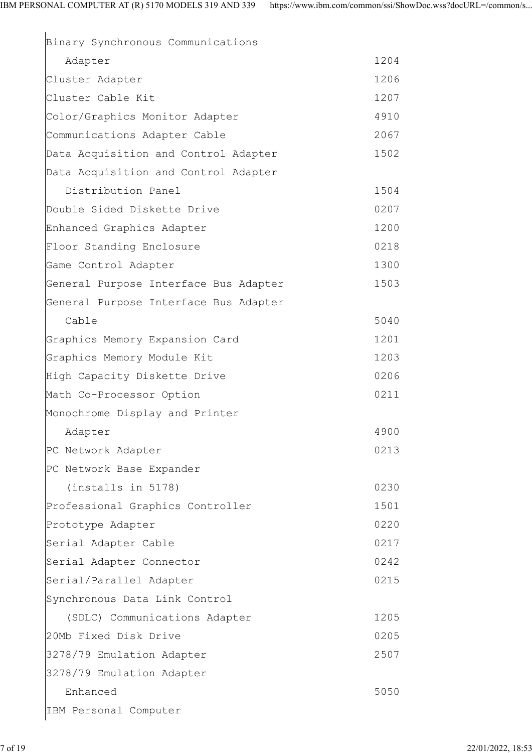```
Binary Synchronous Communications
   Adapter                                        1204
Cluster Adapter                                   1206
Cluster Cable Kit                                 1207
Color/Graphics Monitor Adapter                    4910
Communications Adapter Cable                      2067
Data Acquisition and Control Adapter              1502
Data Acquisition and Control Adapter
   Distribution Panel                             1504
Double Sided Diskette Drive                       0207
Enhanced Graphics Adapter                         1200
Floor Standing Enclosure                          0218
Game Control Adapter                              1300
General Purpose Interface Bus Adapter             1503
General Purpose Interface Bus Adapter
   Cable                                          5040
Graphics Memory Expansion Card                    1201
Graphics Memory Module Kit                        1203
High Capacity Diskette Drive                      0206
Math Co-Processor Option                          0211
Monochrome Display and Printer
   Adapter                                        4900
PC Network Adapter                                0213
PC Network Base Expander
   (installs in 5178)                             0230
Professional Graphics Controller                  1501
Prototype Adapter                                 0220
Serial Adapter Cable                              0217
Serial Adapter Connector                          0242
Serial/Parallel Adapter                           0215
Synchronous Data Link Control
   (SDLC) Communications Adapter                  1205
20Mb Fixed Disk Drive                             0205
3278/79 Emulation Adapter                         2507
3278/79 Emulation Adapter
   Enhanced                                       5050
IBM Personal Computer
```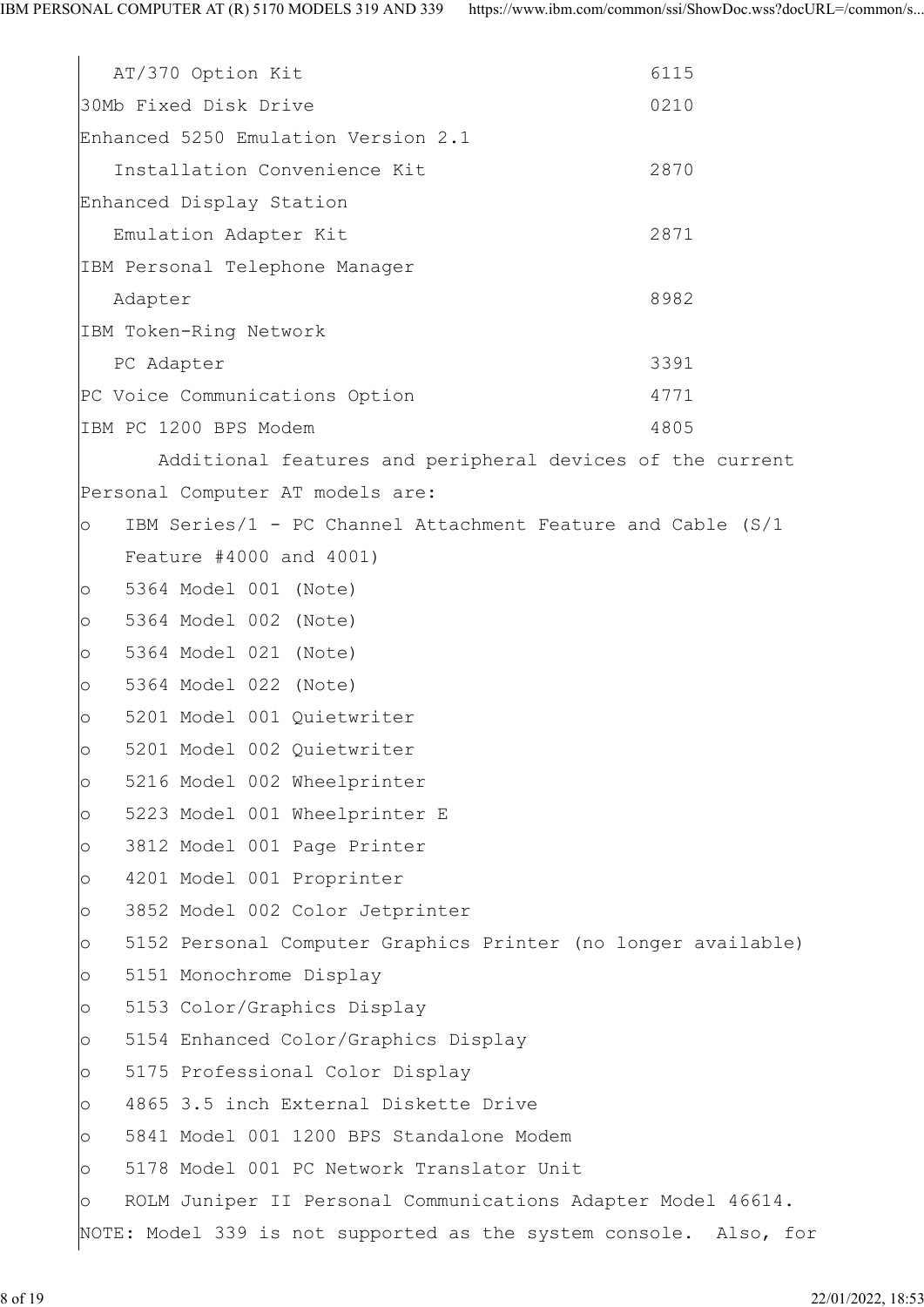| | |
|---|---|
| AT/370 Option Kit | 6115 |
| 30Mb Fixed Disk Drive | 0210 |
| Enhanced 5250 Emulation Version 2.1 Installation Convenience Kit | 2870 |
| Enhanced Display Station Emulation Adapter Kit | 2871 |
| IBM Personal Telephone Manager Adapter | 8982 |
| IBM Token-Ring Network PC Adapter | 3391 |
| PC Voice Communications Option | 4771 |
| IBM PC 1200 BPS Modem | 4805 |

Additional features and peripheral devices of the current Personal Computer AT models are:

- IBM Series/1 - PC Channel Attachment Feature and Cable (S/1 Feature #4000 and 4001)
- 5364 Model 001 (Note)
- 5364 Model 002 (Note)
- 5364 Model 021 (Note)
- 5364 Model 022 (Note)
- 5201 Model 001 Quietwriter
- 5201 Model 002 Quietwriter
- 5216 Model 002 Wheelprinter
- 5223 Model 001 Wheelprinter E
- 3812 Model 001 Page Printer
- 4201 Model 001 Proprinter
- 3852 Model 002 Color Jetprinter
- 5152 Personal Computer Graphics Printer (no longer available)
- 5151 Monochrome Display
- 5153 Color/Graphics Display
- 5154 Enhanced Color/Graphics Display
- 5175 Professional Color Display
- 4865 3.5 inch External Diskette Drive
- 5841 Model 001 1200 BPS Standalone Modem
- 5178 Model 001 PC Network Translator Unit
- ROLM Juniper II Personal Communications Adapter Model 46614.

NOTE: Model 339 is not supported as the system console. Also, for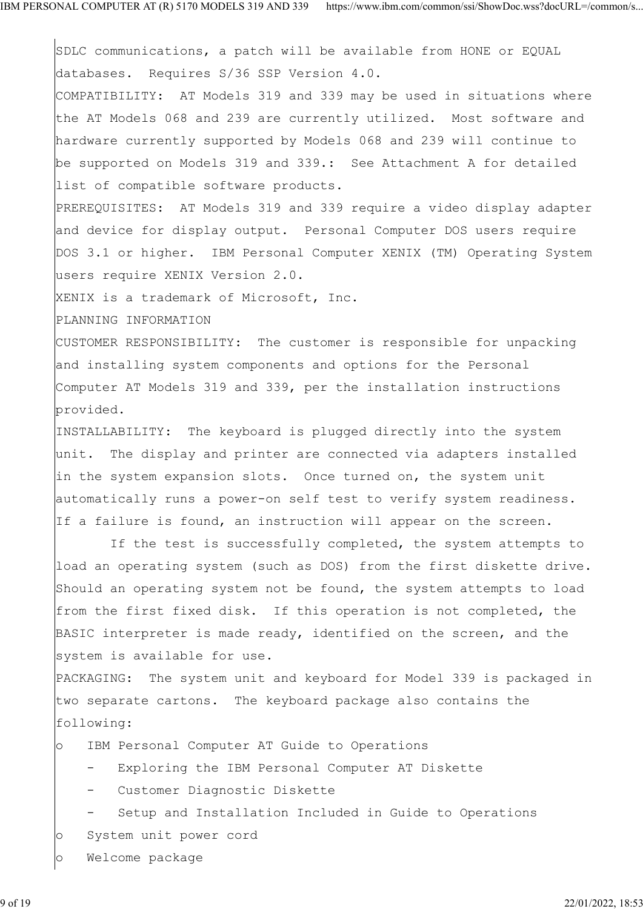SDLC communications, a patch will be available from HONE or EQUAL databases. Requires S/36 SSP Version 4.0.

COMPATIBILITY: AT Models 319 and 339 may be used in situations where the AT Models 068 and 239 are currently utilized. Most software and hardware currently supported by Models 068 and 239 will continue to be supported on Models 319 and 339.: See Attachment A for detailed list of compatible software products.

PREREQUISITES: AT Models 319 and 339 require a video display adapter and device for display output. Personal Computer DOS users require DOS 3.1 or higher. IBM Personal Computer XENIX (TM) Operating System users require XENIX Version 2.0.

XENIX is a trademark of Microsoft, Inc.

PLANNING INFORMATION

CUSTOMER RESPONSIBILITY: The customer is responsible for unpacking and installing system components and options for the Personal Computer AT Models 319 and 339, per the installation instructions provided.

INSTALLABILITY: The keyboard is plugged directly into the system unit. The display and printer are connected via adapters installed in the system expansion slots. Once turned on, the system unit automatically runs a power-on self test to verify system readiness. If a failure is found, an instruction will appear on the screen.

If the test is successfully completed, the system attempts to load an operating system (such as DOS) from the first diskette drive. Should an operating system not be found, the system attempts to load from the first fixed disk. If this operation is not completed, the BASIC interpreter is made ready, identified on the screen, and the system is available for use.

PACKAGING: The system unit and keyboard for Model 339 is packaged in two separate cartons. The keyboard package also contains the following:

- IBM Personal Computer AT Guide to Operations
  - Exploring the IBM Personal Computer AT Diskette
  - Customer Diagnostic Diskette
  - Setup and Installation Included in Guide to Operations
- System unit power cord
- Welcome package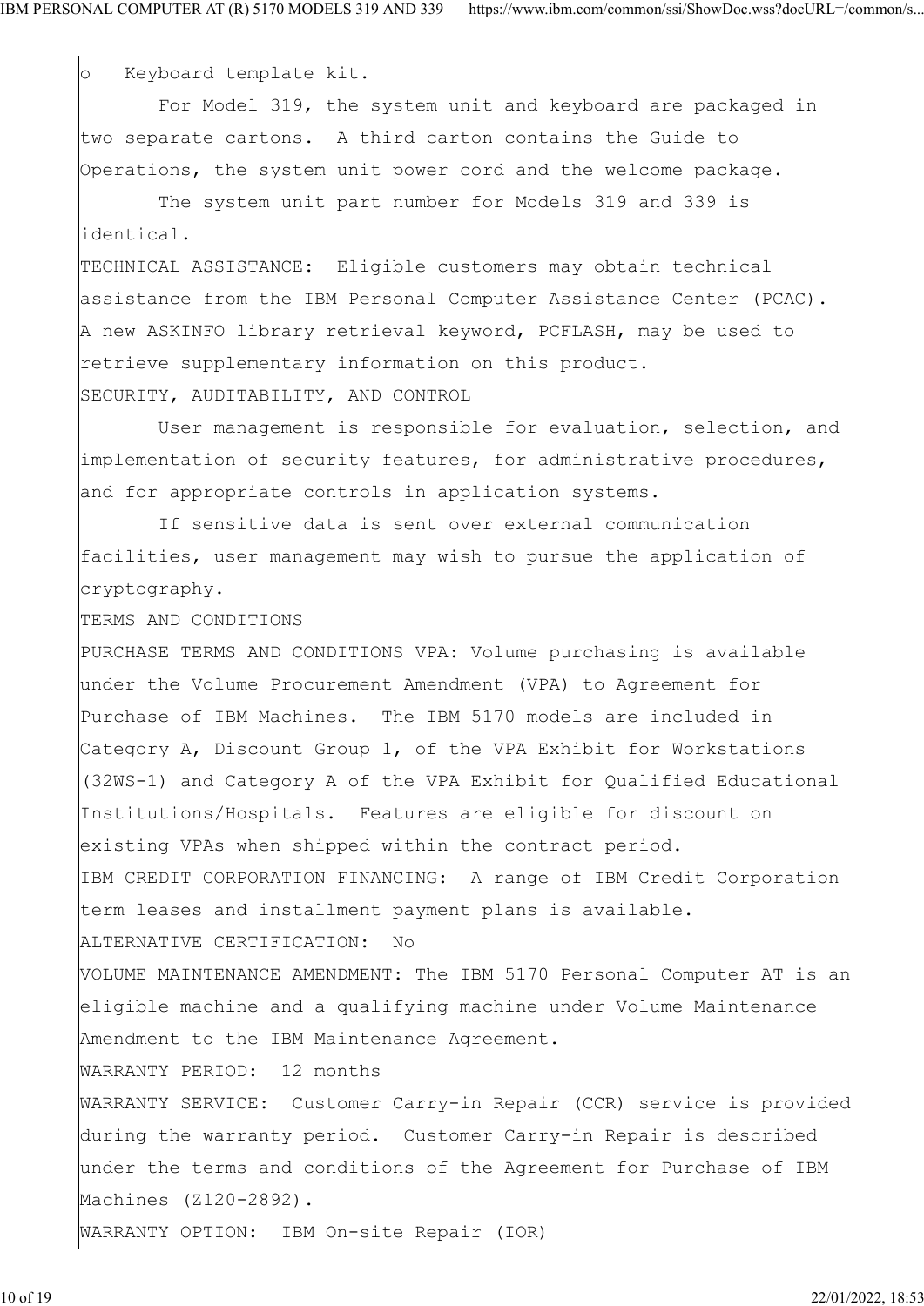o Keyboard template kit.

For Model 319, the system unit and keyboard are packaged in two separate cartons. A third carton contains the Guide to Operations, the system unit power cord and the welcome package.

The system unit part number for Models 319 and 339 is identical.

TECHNICAL ASSISTANCE: Eligible customers may obtain technical assistance from the IBM Personal Computer Assistance Center (PCAC). A new ASKINFO library retrieval keyword, PCFLASH, may be used to retrieve supplementary information on this product.

SECURITY, AUDITABILITY, AND CONTROL

User management is responsible for evaluation, selection, and implementation of security features, for administrative procedures, and for appropriate controls in application systems.

If sensitive data is sent over external communication facilities, user management may wish to pursue the application of cryptography.

TERMS AND CONDITIONS

PURCHASE TERMS AND CONDITIONS VPA: Volume purchasing is available under the Volume Procurement Amendment (VPA) to Agreement for Purchase of IBM Machines. The IBM 5170 models are included in Category A, Discount Group 1, of the VPA Exhibit for Workstations (32WS-1) and Category A of the VPA Exhibit for Qualified Educational Institutions/Hospitals. Features are eligible for discount on existing VPAs when shipped within the contract period.

IBM CREDIT CORPORATION FINANCING: A range of IBM Credit Corporation term leases and installment payment plans is available.

ALTERNATIVE CERTIFICATION: No

VOLUME MAINTENANCE AMENDMENT: The IBM 5170 Personal Computer AT is an eligible machine and a qualifying machine under Volume Maintenance Amendment to the IBM Maintenance Agreement.

WARRANTY PERIOD: 12 months

WARRANTY SERVICE: Customer Carry-in Repair (CCR) service is provided during the warranty period. Customer Carry-in Repair is described under the terms and conditions of the Agreement for Purchase of IBM Machines (Z120-2892).

WARRANTY OPTION: IBM On-site Repair (IOR)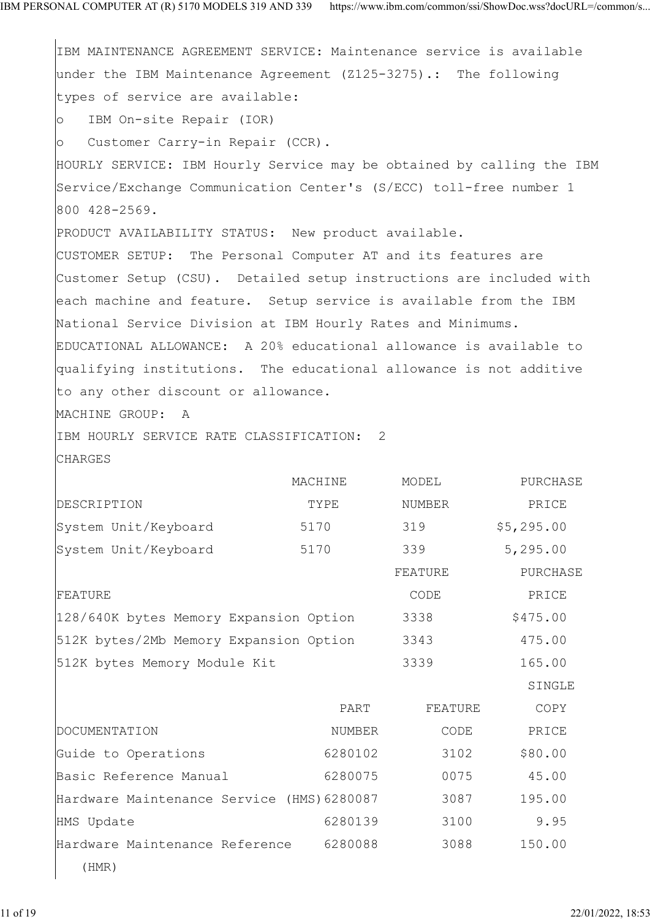IBM MAINTENANCE AGREEMENT SERVICE: Maintenance service is available under the IBM Maintenance Agreement (Z125-3275).: The following types of service are available:

- IBM On-site Repair (IOR)
- Customer Carry-in Repair (CCR).

HOURLY SERVICE: IBM Hourly Service may be obtained by calling the IBM Service/Exchange Communication Center's (S/ECC) toll-free number 1 800 428-2569.

PRODUCT AVAILABILITY STATUS: New product available.

CUSTOMER SETUP: The Personal Computer AT and its features are Customer Setup (CSU). Detailed setup instructions are included with each machine and feature. Setup service is available from the IBM National Service Division at IBM Hourly Rates and Minimums.

EDUCATIONAL ALLOWANCE: A 20% educational allowance is available to qualifying institutions. The educational allowance is not additive to any other discount or allowance.

MACHINE GROUP: A

IBM HOURLY SERVICE RATE CLASSIFICATION: 2

CHARGES

| DESCRIPTION | MACHINE TYPE | MODEL NUMBER | PURCHASE PRICE |
|---|---|---|---|
| System Unit/Keyboard | 5170 | 319 | $5,295.00 |
| System Unit/Keyboard | 5170 | 339 | 5,295.00 |

| FEATURE | FEATURE CODE | PURCHASE PRICE |
|---|---|---|
| 128/640K bytes Memory Expansion Option | 3338 | $475.00 |
| 512K bytes/2Mb Memory Expansion Option | 3343 | 475.00 |
| 512K bytes Memory Module Kit | 3339 | 165.00 |

| DOCUMENTATION | PART NUMBER | FEATURE CODE | SINGLE COPY PRICE |
|---|---|---|---|
| Guide to Operations | 6280102 | 3102 | $80.00 |
| Basic Reference Manual | 6280075 | 0075 | 45.00 |
| Hardware Maintenance Service (HMS) | 6280087 | 3087 | 195.00 |
| HMS Update | 6280139 | 3100 | 9.95 |
| Hardware Maintenance Reference (HMR) | 6280088 | 3088 | 150.00 |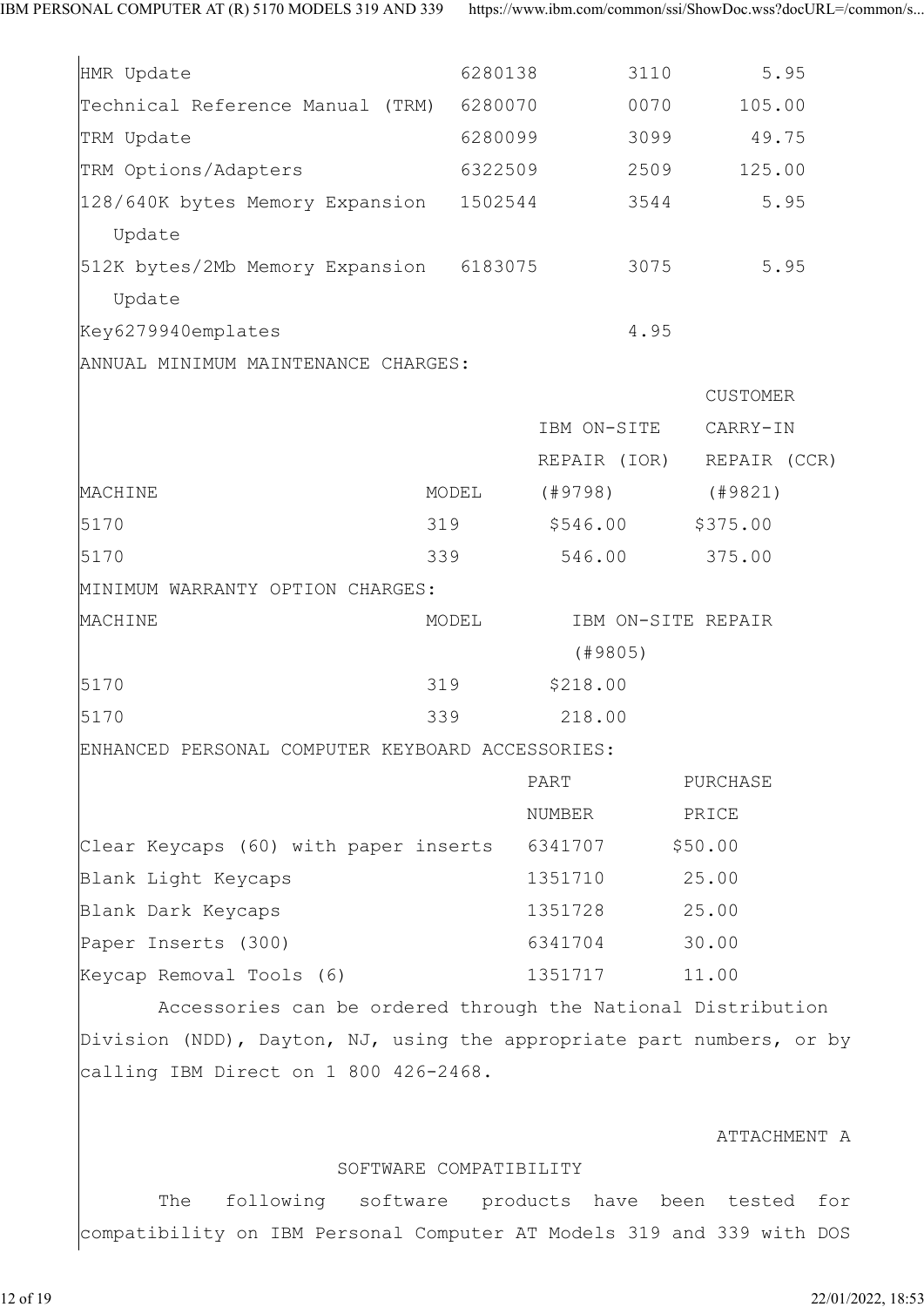| | | | |
|---|---|---|---|
| HMR Update | 6280138 | 3110 | 5.95 |
| Technical Reference Manual (TRM) | 6280070 | 0070 | 105.00 |
| TRM Update | 6280099 | 3099 | 49.75 |
| TRM Options/Adapters | 6322509 | 2509 | 125.00 |
| 128/640K bytes Memory Expansion Update | 1502544 | 3544 | 5.95 |
| 512K bytes/2Mb Memory Expansion Update | 6183075 | 3075 | 5.95 |
| Key6279940emplates | | 4.95 | |

ANNUAL MINIMUM MAINTENANCE CHARGES:

| MACHINE | MODEL | IBM ON-SITE REPAIR (IOR) (#9798) | CUSTOMER CARRY-IN REPAIR (CCR) (#9821) |
|---|---|---|---|
| 5170 | 319 | $546.00 | $375.00 |
| 5170 | 339 | 546.00 | 375.00 |

MINIMUM WARRANTY OPTION CHARGES:

| MACHINE | MODEL | IBM ON-SITE REPAIR (#9805) |
|---|---|---|
| 5170 | 319 | $218.00 |
| 5170 | 339 | 218.00 |

ENHANCED PERSONAL COMPUTER KEYBOARD ACCESSORIES:

| | PART NUMBER | PURCHASE PRICE |
|---|---|---|
| Clear Keycaps (60) with paper inserts | 6341707 | $50.00 |
| Blank Light Keycaps | 1351710 | 25.00 |
| Blank Dark Keycaps | 1351728 | 25.00 |
| Paper Inserts (300) | 6341704 | 30.00 |
| Keycap Removal Tools (6) | 1351717 | 11.00 |

Accessories can be ordered through the National Distribution Division (NDD), Dayton, NJ, using the appropriate part numbers, or by calling IBM Direct on 1 800 426-2468.

ATTACHMENT A

SOFTWARE COMPATIBILITY

The following software products have been tested for compatibility on IBM Personal Computer AT Models 319 and 339 with DOS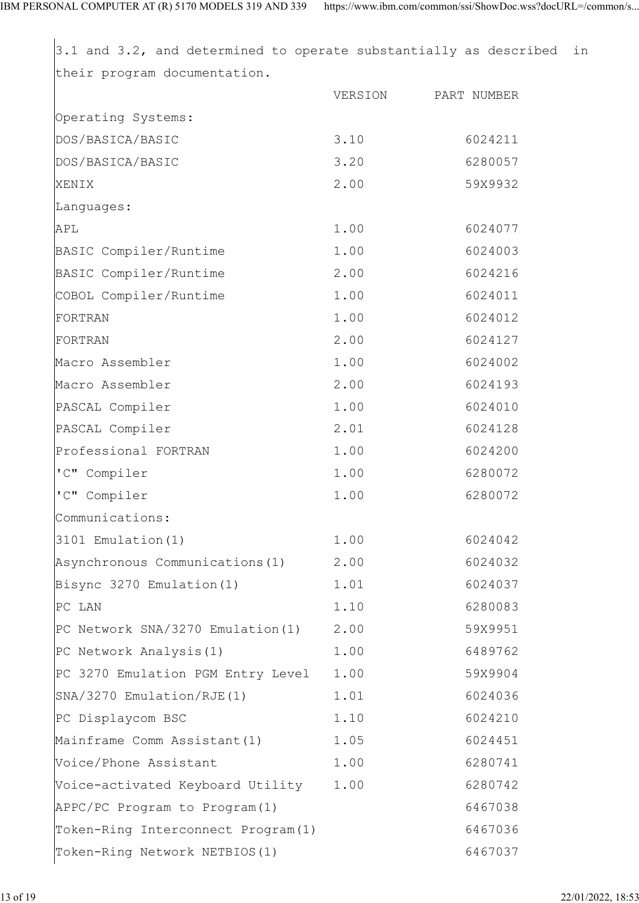3.1 and 3.2, and determined to operate substantially as described in their program documentation.

| | VERSION | PART NUMBER |
|---|---|---|
| Operating Systems: | | |
| DOS/BASICA/BASIC | 3.10 | 6024211 |
| DOS/BASICA/BASIC | 3.20 | 6280057 |
| XENIX | 2.00 | 59X9932 |
| Languages: | | |
| APL | 1.00 | 6024077 |
| BASIC Compiler/Runtime | 1.00 | 6024003 |
| BASIC Compiler/Runtime | 2.00 | 6024216 |
| COBOL Compiler/Runtime | 1.00 | 6024011 |
| FORTRAN | 1.00 | 6024012 |
| FORTRAN | 2.00 | 6024127 |
| Macro Assembler | 1.00 | 6024002 |
| Macro Assembler | 2.00 | 6024193 |
| PASCAL Compiler | 1.00 | 6024010 |
| PASCAL Compiler | 2.01 | 6024128 |
| Professional FORTRAN | 1.00 | 6024200 |
| 'C" Compiler | 1.00 | 6280072 |
| 'C" Compiler | 1.00 | 6280072 |
| Communications: | | |
| 3101 Emulation(1) | 1.00 | 6024042 |
| Asynchronous Communications(1) | 2.00 | 6024032 |
| Bisync 3270 Emulation(1) | 1.01 | 6024037 |
| PC LAN | 1.10 | 6280083 |
| PC Network SNA/3270 Emulation(1) | 2.00 | 59X9951 |
| PC Network Analysis(1) | 1.00 | 6489762 |
| PC 3270 Emulation PGM Entry Level | 1.00 | 59X9904 |
| SNA/3270 Emulation/RJE(1) | 1.01 | 6024036 |
| PC Displaycom BSC | 1.10 | 6024210 |
| Mainframe Comm Assistant(1) | 1.05 | 6024451 |
| Voice/Phone Assistant | 1.00 | 6280741 |
| Voice-activated Keyboard Utility | 1.00 | 6280742 |
| APPC/PC Program to Program(1) | | 6467038 |
| Token-Ring Interconnect Program(1) | | 6467036 |
| Token-Ring Network NETBIOS(1) | | 6467037 |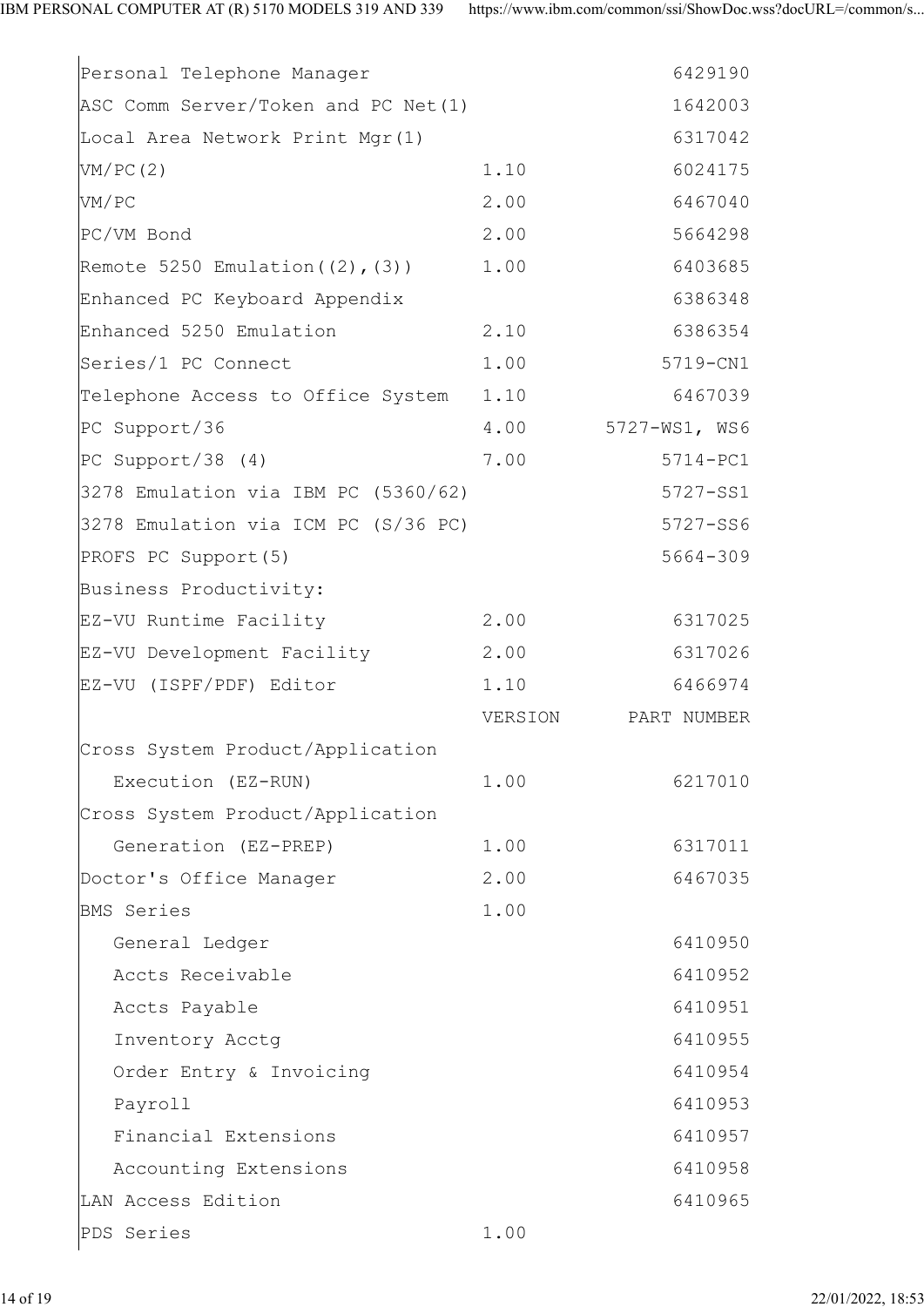| | | |
|---|---|---|
| Personal Telephone Manager | | 6429190 |
| ASC Comm Server/Token and PC Net(1) | | 1642003 |
| Local Area Network Print Mgr(1) | | 6317042 |
| VM/PC(2) | 1.10 | 6024175 |
| VM/PC | 2.00 | 6467040 |
| PC/VM Bond | 2.00 | 5664298 |
| Remote 5250 Emulation((2),(3)) | 1.00 | 6403685 |
| Enhanced PC Keyboard Appendix | | 6386348 |
| Enhanced 5250 Emulation | 2.10 | 6386354 |
| Series/1 PC Connect | 1.00 | 5719-CN1 |
| Telephone Access to Office System | 1.10 | 6467039 |
| PC Support/36 | 4.00 | 5727-WS1, WS6 |
| PC Support/38 (4) | 7.00 | 5714-PC1 |
| 3278 Emulation via IBM PC (5360/62) | | 5727-SS1 |
| 3278 Emulation via ICM PC (S/36 PC) | | 5727-SS6 |
| PROFS PC Support(5) | | 5664-309 |
| Business Productivity: | | |
| EZ-VU Runtime Facility | 2.00 | 6317025 |
| EZ-VU Development Facility | 2.00 | 6317026 |
| EZ-VU (ISPF/PDF) Editor | 1.10 | 6466974 |
| | VERSION | PART NUMBER |
| Cross System Product/Application Execution (EZ-RUN) | 1.00 | 6217010 |
| Cross System Product/Application Generation (EZ-PREP) | 1.00 | 6317011 |
| Doctor's Office Manager | 2.00 | 6467035 |
| BMS Series | 1.00 | |
| General Ledger | | 6410950 |
| Accts Receivable | | 6410952 |
| Accts Payable | | 6410951 |
| Inventory Acctg | | 6410955 |
| Order Entry & Invoicing | | 6410954 |
| Payroll | | 6410953 |
| Financial Extensions | | 6410957 |
| Accounting Extensions | | 6410958 |
| LAN Access Edition | | 6410965 |
| PDS Series | 1.00 | |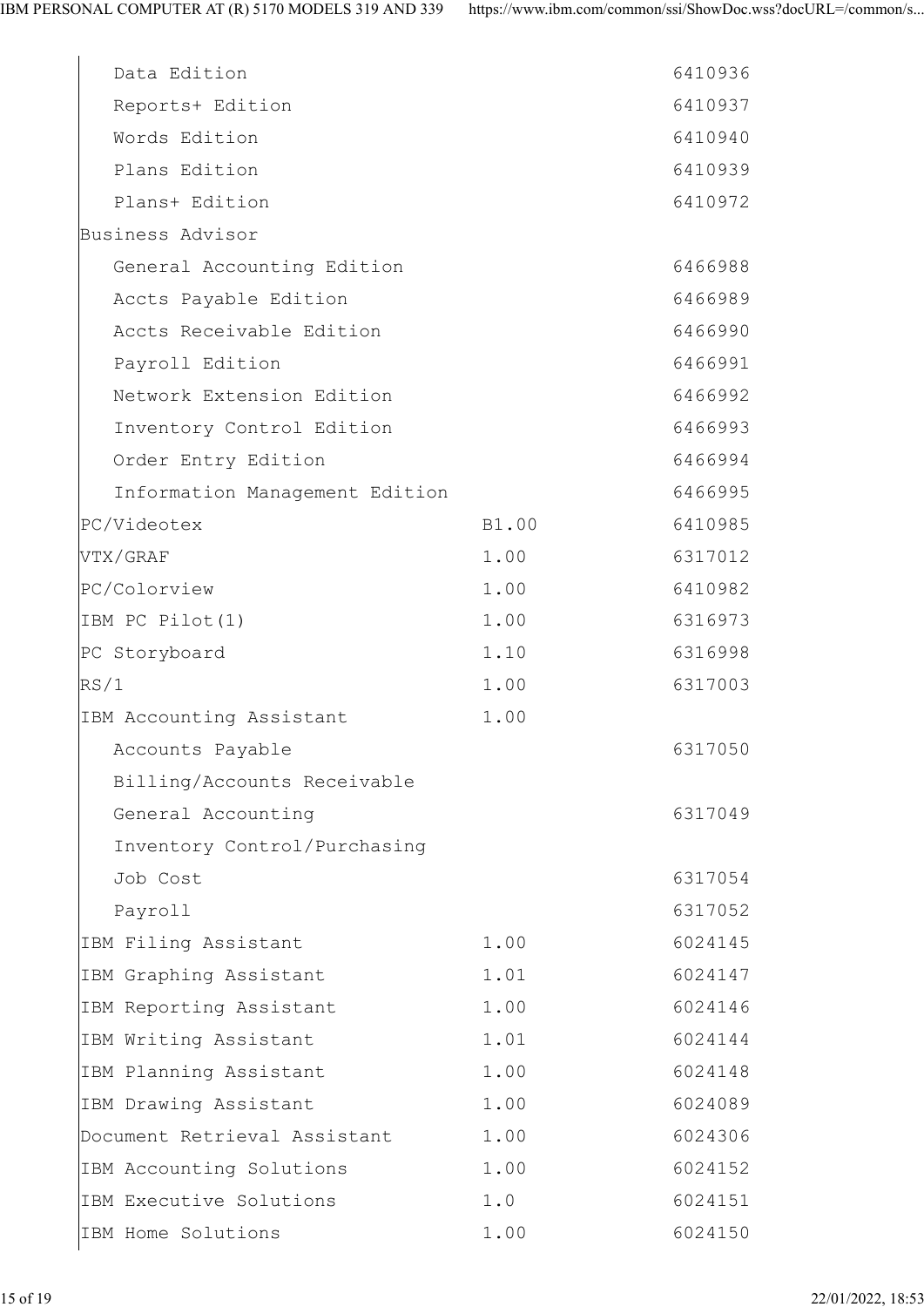| | | |
|---|---|---|
| Data Edition | | 6410936 |
| Reports+ Edition | | 6410937 |
| Words Edition | | 6410940 |
| Plans Edition | | 6410939 |
| Plans+ Edition | | 6410972 |
| Business Advisor | | |
| General Accounting Edition | | 6466988 |
| Accts Payable Edition | | 6466989 |
| Accts Receivable Edition | | 6466990 |
| Payroll Edition | | 6466991 |
| Network Extension Edition | | 6466992 |
| Inventory Control Edition | | 6466993 |
| Order Entry Edition | | 6466994 |
| Information Management Edition | | 6466995 |
| PC/Videotex | B1.00 | 6410985 |
| VTX/GRAF | 1.00 | 6317012 |
| PC/Colorview | 1.00 | 6410982 |
| IBM PC Pilot(1) | 1.00 | 6316973 |
| PC Storyboard | 1.10 | 6316998 |
| RS/1 | 1.00 | 6317003 |
| IBM Accounting Assistant | 1.00 | |
| Accounts Payable | | 6317050 |
| Billing/Accounts Receivable | | |
| General Accounting | | 6317049 |
| Inventory Control/Purchasing | | |
| Job Cost | | 6317054 |
| Payroll | | 6317052 |
| IBM Filing Assistant | 1.00 | 6024145 |
| IBM Graphing Assistant | 1.01 | 6024147 |
| IBM Reporting Assistant | 1.00 | 6024146 |
| IBM Writing Assistant | 1.01 | 6024144 |
| IBM Planning Assistant | 1.00 | 6024148 |
| IBM Drawing Assistant | 1.00 | 6024089 |
| Document Retrieval Assistant | 1.00 | 6024306 |
| IBM Accounting Solutions | 1.00 | 6024152 |
| IBM Executive Solutions | 1.0 | 6024151 |
| IBM Home Solutions | 1.00 | 6024150 |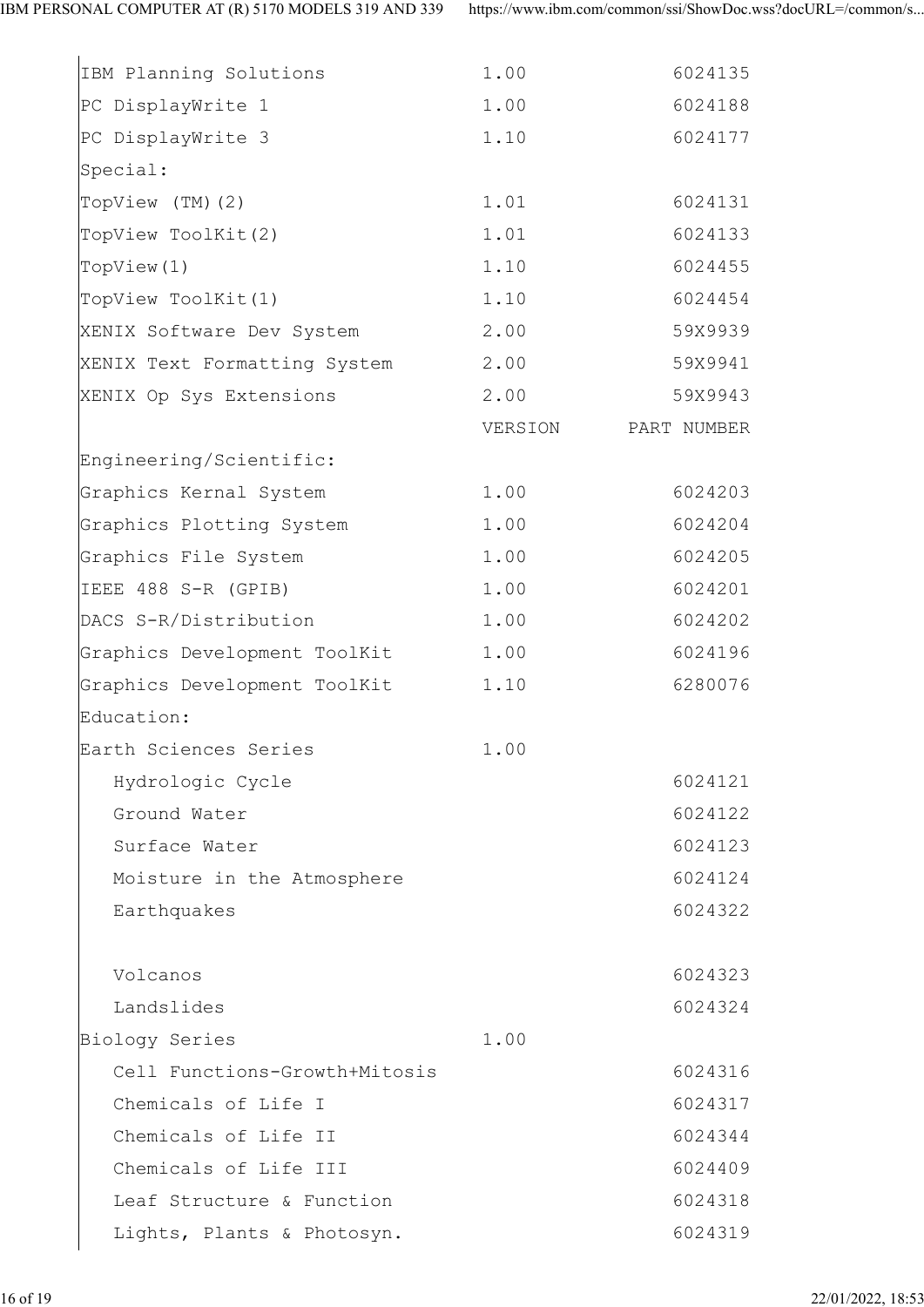| | | |
|---|---|---|
| IBM Planning Solutions | 1.00 | 6024135 |
| PC DisplayWrite 1 | 1.00 | 6024188 |
| PC DisplayWrite 3 | 1.10 | 6024177 |
| Special: | | |
| TopView (TM)(2) | 1.01 | 6024131 |
| TopView ToolKit(2) | 1.01 | 6024133 |
| TopView(1) | 1.10 | 6024455 |
| TopView ToolKit(1) | 1.10 | 6024454 |
| XENIX Software Dev System | 2.00 | 59X9939 |
| XENIX Text Formatting System | 2.00 | 59X9941 |
| XENIX Op Sys Extensions | 2.00 | 59X9943 |

| | VERSION | PART NUMBER |
|---|---|---|
| Engineering/Scientific: | | |
| Graphics Kernal System | 1.00 | 6024203 |
| Graphics Plotting System | 1.00 | 6024204 |
| Graphics File System | 1.00 | 6024205 |
| IEEE 488 S-R (GPIB) | 1.00 | 6024201 |
| DACS S-R/Distribution | 1.00 | 6024202 |
| Graphics Development ToolKit | 1.00 | 6024196 |
| Graphics Development ToolKit | 1.10 | 6280076 |
| Education: | | |
| Earth Sciences Series | 1.00 | |
| Hydrologic Cycle | | 6024121 |
| Ground Water | | 6024122 |
| Surface Water | | 6024123 |
| Moisture in the Atmosphere | | 6024124 |
| Earthquakes | | 6024322 |
| Volcanos | | 6024323 |
| Landslides | | 6024324 |
| Biology Series | 1.00 | |
| Cell Functions-Growth+Mitosis | | 6024316 |
| Chemicals of Life I | | 6024317 |
| Chemicals of Life II | | 6024344 |
| Chemicals of Life III | | 6024409 |
| Leaf Structure & Function | | 6024318 |
| Lights, Plants & Photosyn. | | 6024319 |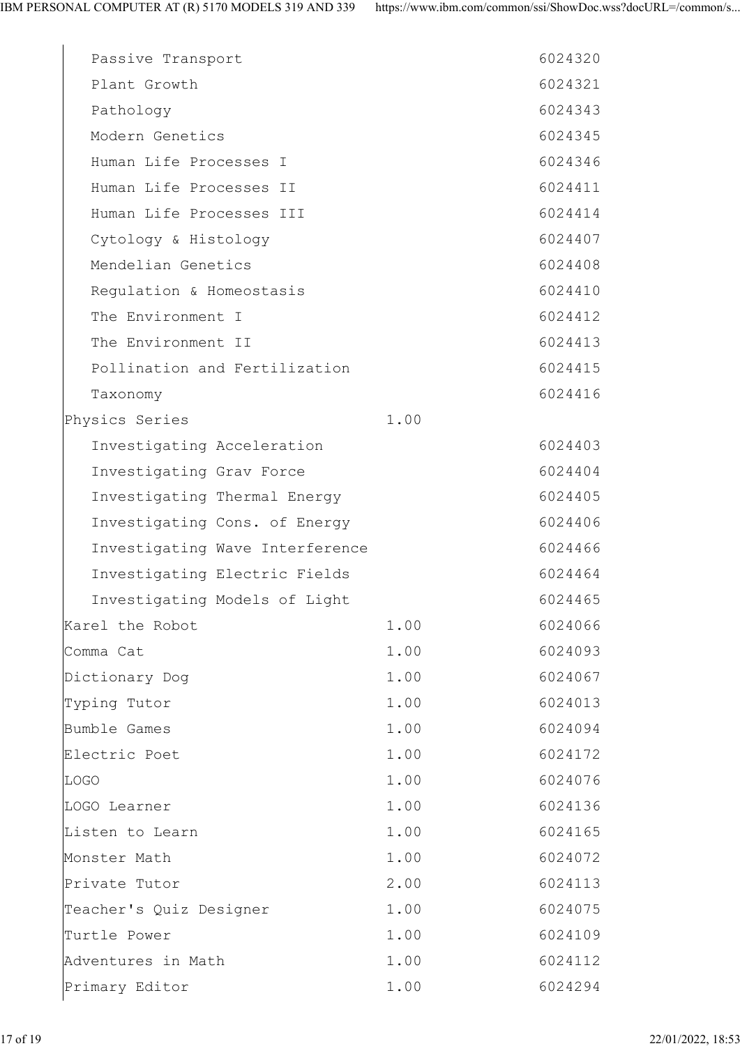| | | |
|---|---|---|
| Passive Transport | | 6024320 |
| Plant Growth | | 6024321 |
| Pathology | | 6024343 |
| Modern Genetics | | 6024345 |
| Human Life Processes I | | 6024346 |
| Human Life Processes II | | 6024411 |
| Human Life Processes III | | 6024414 |
| Cytology & Histology | | 6024407 |
| Mendelian Genetics | | 6024408 |
| Regulation & Homeostasis | | 6024410 |
| The Environment I | | 6024412 |
| The Environment II | | 6024413 |
| Pollination and Fertilization | | 6024415 |
| Taxonomy | | 6024416 |
| Physics Series | 1.00 | |
| Investigating Acceleration | | 6024403 |
| Investigating Grav Force | | 6024404 |
| Investigating Thermal Energy | | 6024405 |
| Investigating Cons. of Energy | | 6024406 |
| Investigating Wave Interference | | 6024466 |
| Investigating Electric Fields | | 6024464 |
| Investigating Models of Light | | 6024465 |
| Karel the Robot | 1.00 | 6024066 |
| Comma Cat | 1.00 | 6024093 |
| Dictionary Dog | 1.00 | 6024067 |
| Typing Tutor | 1.00 | 6024013 |
| Bumble Games | 1.00 | 6024094 |
| Electric Poet | 1.00 | 6024172 |
| LOGO | 1.00 | 6024076 |
| LOGO Learner | 1.00 | 6024136 |
| Listen to Learn | 1.00 | 6024165 |
| Monster Math | 1.00 | 6024072 |
| Private Tutor | 2.00 | 6024113 |
| Teacher's Quiz Designer | 1.00 | 6024075 |
| Turtle Power | 1.00 | 6024109 |
| Adventures in Math | 1.00 | 6024112 |
| Primary Editor | 1.00 | 6024294 |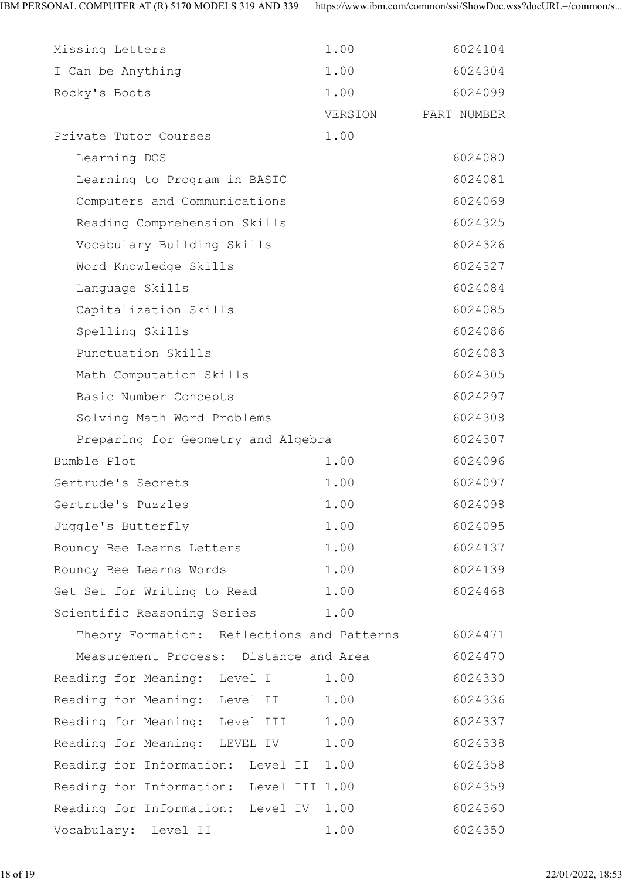| | | |
|---|---|---|
| Missing Letters | 1.00 | 6024104 |
| I Can be Anything | 1.00 | 6024304 |
| Rocky's Boots | 1.00 | 6024099 |
| | VERSION | PART NUMBER |
| Private Tutor Courses | 1.00 | |
| Learning DOS | | 6024080 |
| Learning to Program in BASIC | | 6024081 |
| Computers and Communications | | 6024069 |
| Reading Comprehension Skills | | 6024325 |
| Vocabulary Building Skills | | 6024326 |
| Word Knowledge Skills | | 6024327 |
| Language Skills | | 6024084 |
| Capitalization Skills | | 6024085 |
| Spelling Skills | | 6024086 |
| Punctuation Skills | | 6024083 |
| Math Computation Skills | | 6024305 |
| Basic Number Concepts | | 6024297 |
| Solving Math Word Problems | | 6024308 |
| Preparing for Geometry and Algebra | | 6024307 |
| Bumble Plot | 1.00 | 6024096 |
| Gertrude's Secrets | 1.00 | 6024097 |
| Gertrude's Puzzles | 1.00 | 6024098 |
| Juggle's Butterfly | 1.00 | 6024095 |
| Bouncy Bee Learns Letters | 1.00 | 6024137 |
| Bouncy Bee Learns Words | 1.00 | 6024139 |
| Get Set for Writing to Read | 1.00 | 6024468 |
| Scientific Reasoning Series | 1.00 | |
| Theory Formation: Reflections and Patterns | | 6024471 |
| Measurement Process: Distance and Area | | 6024470 |
| Reading for Meaning: Level I | 1.00 | 6024330 |
| Reading for Meaning: Level II | 1.00 | 6024336 |
| Reading for Meaning: Level III | 1.00 | 6024337 |
| Reading for Meaning: LEVEL IV | 1.00 | 6024338 |
| Reading for Information: Level II | 1.00 | 6024358 |
| Reading for Information: Level III | 1.00 | 6024359 |
| Reading for Information: Level IV | 1.00 | 6024360 |
| Vocabulary: Level II | 1.00 | 6024350 |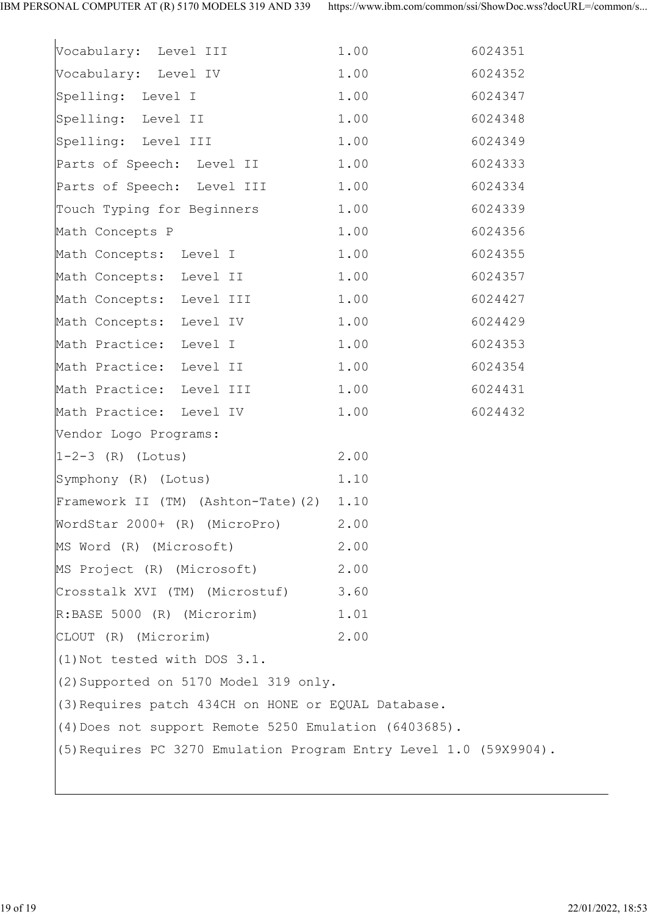| | | |
|---|---|---|
| Vocabulary: Level III | 1.00 | 6024351 |
| Vocabulary: Level IV | 1.00 | 6024352 |
| Spelling: Level I | 1.00 | 6024347 |
| Spelling: Level II | 1.00 | 6024348 |
| Spelling: Level III | 1.00 | 6024349 |
| Parts of Speech: Level II | 1.00 | 6024333 |
| Parts of Speech: Level III | 1.00 | 6024334 |
| Touch Typing for Beginners | 1.00 | 6024339 |
| Math Concepts P | 1.00 | 6024356 |
| Math Concepts: Level I | 1.00 | 6024355 |
| Math Concepts: Level II | 1.00 | 6024357 |
| Math Concepts: Level III | 1.00 | 6024427 |
| Math Concepts: Level IV | 1.00 | 6024429 |
| Math Practice: Level I | 1.00 | 6024353 |
| Math Practice: Level II | 1.00 | 6024354 |
| Math Practice: Level III | 1.00 | 6024431 |
| Math Practice: Level IV | 1.00 | 6024432 |
| Vendor Logo Programs: | | |
| 1-2-3 (R) (Lotus) | 2.00 | |
| Symphony (R) (Lotus) | 1.10 | |
| Framework II (TM) (Ashton-Tate)(2) | 1.10 | |
| WordStar 2000+ (R) (MicroPro) | 2.00 | |
| MS Word (R) (Microsoft) | 2.00 | |
| MS Project (R) (Microsoft) | 2.00 | |
| Crosstalk XVI (TM) (Microstuf) | 3.60 | |
| R:BASE 5000 (R) (Microrim) | 1.01 | |
| CLOUT (R) (Microrim) | 2.00 | |

(1) Not tested with DOS 3.1.

(2) Supported on 5170 Model 319 only.

(3) Requires patch 434CH on HONE or EQUAL Database.

(4) Does not support Remote 5250 Emulation (6403685).

(5) Requires PC 3270 Emulation Program Entry Level 1.0 (59X9904).